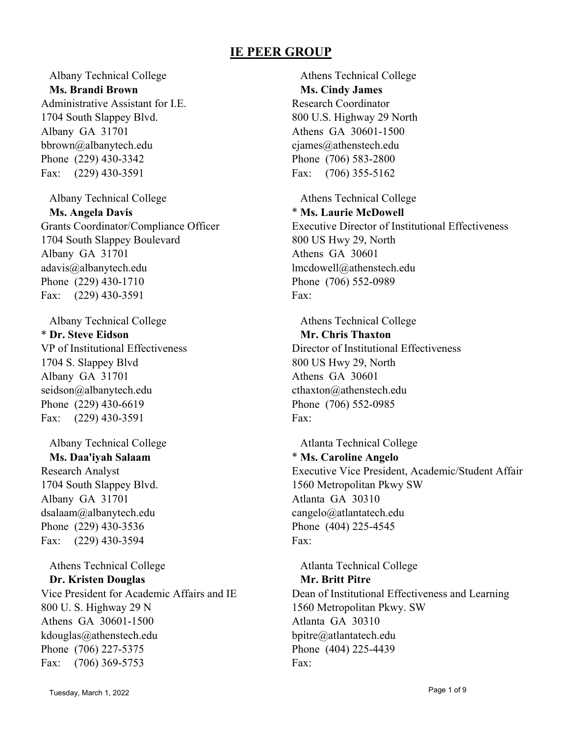# IE PEER GROUP

Albany Technical College
**Ms. Brandi Brown**
Administrative Assistant for I.E.
1704 South Slappey Blvd.
Albany GA 31701
bbrown@albanytech.edu
Phone (229) 430-3342
Fax: (229) 430-3591

Albany Technical College
**Ms. Angela Davis**
Grants Coordinator/Compliance Officer
1704 South Slappey Boulevard
Albany GA 31701
adavis@albanytech.edu
Phone (229) 430-1710
Fax: (229) 430-3591

Albany Technical College
\* **Dr. Steve Eidson**
VP of Institutional Effectiveness
1704 S. Slappey Blvd
Albany GA 31701
seidson@albanytech.edu
Phone (229) 430-6619
Fax: (229) 430-3591

Albany Technical College
**Ms. Daa'iyah Salaam**
Research Analyst
1704 South Slappey Blvd.
Albany GA 31701
dsalaam@albanytech.edu
Phone (229) 430-3536
Fax: (229) 430-3594

Athens Technical College
**Dr. Kristen Douglas**
Vice President for Academic Affairs and IE
800 U. S. Highway 29 N
Athens GA 30601-1500
kdouglas@athenstech.edu
Phone (706) 227-5375
Fax: (706) 369-5753

Athens Technical College
**Ms. Cindy James**
Research Coordinator
800 U.S. Highway 29 North
Athens GA 30601-1500
cjames@athenstech.edu
Phone (706) 583-2800
Fax: (706) 355-5162

Athens Technical College
\* **Ms. Laurie McDowell**
Executive Director of Institutional Effectiveness
800 US Hwy 29, North
Athens GA 30601
lmcdowell@athenstech.edu
Phone (706) 552-0989
Fax:

Athens Technical College
**Mr. Chris Thaxton**
Director of Institutional Effectiveness
800 US Hwy 29, North
Athens GA 30601
cthaxton@athenstech.edu
Phone (706) 552-0985
Fax:

Atlanta Technical College
\* **Ms. Caroline Angelo**
Executive Vice President, Academic/Student Affair
1560 Metropolitan Pkwy SW
Atlanta GA 30310
cangelo@atlantatech.edu
Phone (404) 225-4545
Fax:

Atlanta Technical College
**Mr. Britt Pitre**
Dean of Institutional Effectiveness and Learning
1560 Metropolitan Pkwy. SW
Atlanta GA 30310
bpitre@atlantatech.edu
Phone (404) 225-4439
Fax: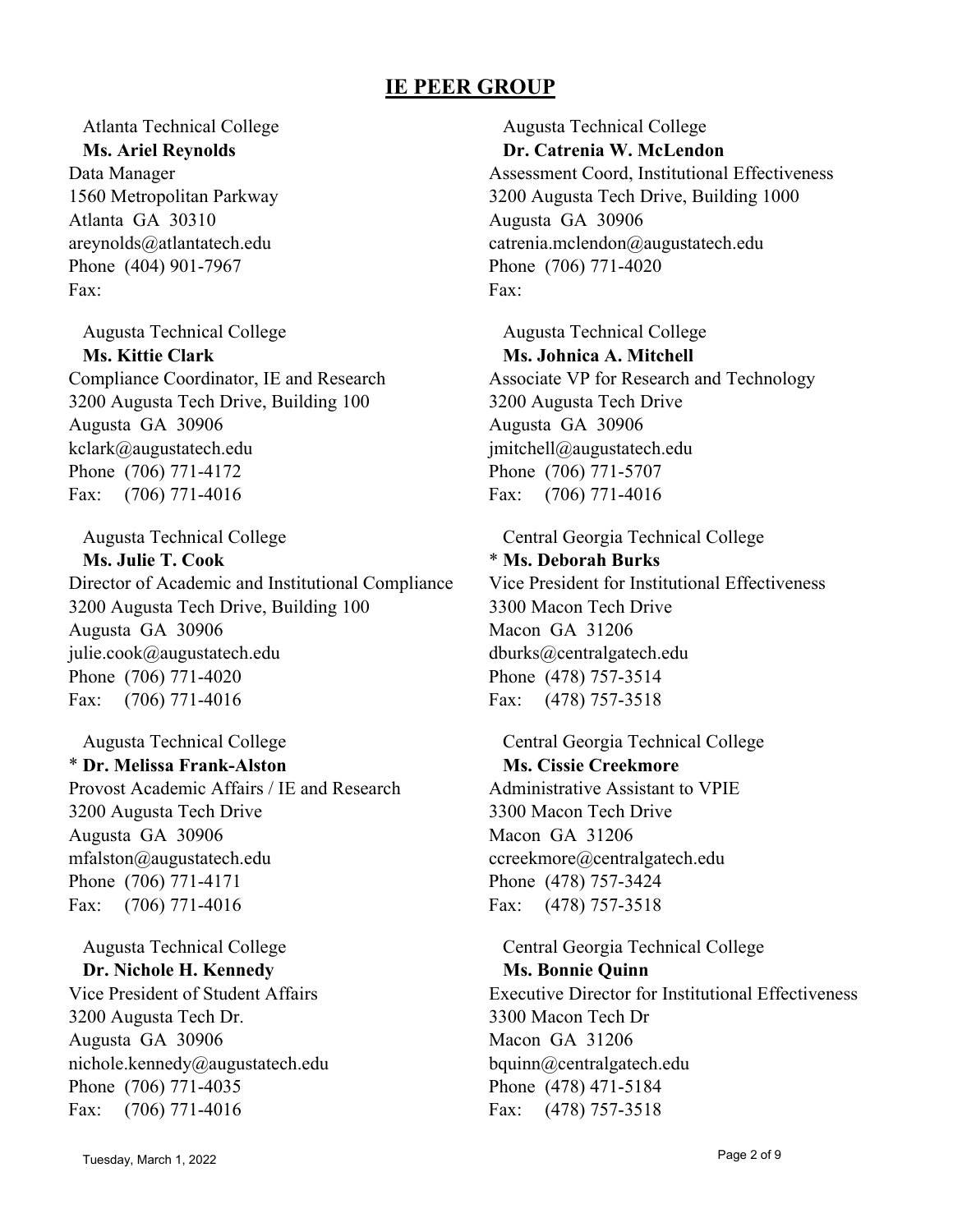## IE PEER GROUP

Atlanta Technical College
**Ms. Ariel Reynolds**
Data Manager
1560 Metropolitan Parkway
Atlanta GA 30310
areynolds@atlantatech.edu
Phone (404) 901-7967
Fax:

Augusta Technical College
**Ms. Kittie Clark**
Compliance Coordinator, IE and Research
3200 Augusta Tech Drive, Building 100
Augusta GA 30906
kclark@augustatech.edu
Phone (706) 771-4172
Fax: (706) 771-4016

Augusta Technical College
**Ms. Julie T. Cook**
Director of Academic and Institutional Compliance
3200 Augusta Tech Drive, Building 100
Augusta GA 30906
julie.cook@augustatech.edu
Phone (706) 771-4020
Fax: (706) 771-4016

Augusta Technical College
* **Dr. Melissa Frank-Alston**
Provost Academic Affairs / IE and Research
3200 Augusta Tech Drive
Augusta GA 30906
mfalston@augustatech.edu
Phone (706) 771-4171
Fax: (706) 771-4016

Augusta Technical College
**Dr. Nichole H. Kennedy**
Vice President of Student Affairs
3200 Augusta Tech Dr.
Augusta GA 30906
nichole.kennedy@augustatech.edu
Phone (706) 771-4035
Fax: (706) 771-4016

Augusta Technical College
**Dr. Catrenia W. McLendon**
Assessment Coord, Institutional Effectiveness
3200 Augusta Tech Drive, Building 1000
Augusta GA 30906
catrenia.mclendon@augustatech.edu
Phone (706) 771-4020
Fax:

Augusta Technical College
**Ms. Johnica A. Mitchell**
Associate VP for Research and Technology
3200 Augusta Tech Drive
Augusta GA 30906
jmitchell@augustatech.edu
Phone (706) 771-5707
Fax: (706) 771-4016

Central Georgia Technical College
* **Ms. Deborah Burks**
Vice President for Institutional Effectiveness
3300 Macon Tech Drive
Macon GA 31206
dburks@centralgatech.edu
Phone (478) 757-3514
Fax: (478) 757-3518

Central Georgia Technical College
**Ms. Cissie Creekmore**
Administrative Assistant to VPIE
3300 Macon Tech Drive
Macon GA 31206
ccreekmore@centralgatech.edu
Phone (478) 757-3424
Fax: (478) 757-3518

Central Georgia Technical College
**Ms. Bonnie Quinn**
Executive Director for Institutional Effectiveness
3300 Macon Tech Dr
Macon GA 31206
bquinn@centralgatech.edu
Phone (478) 471-5184
Fax: (478) 757-3518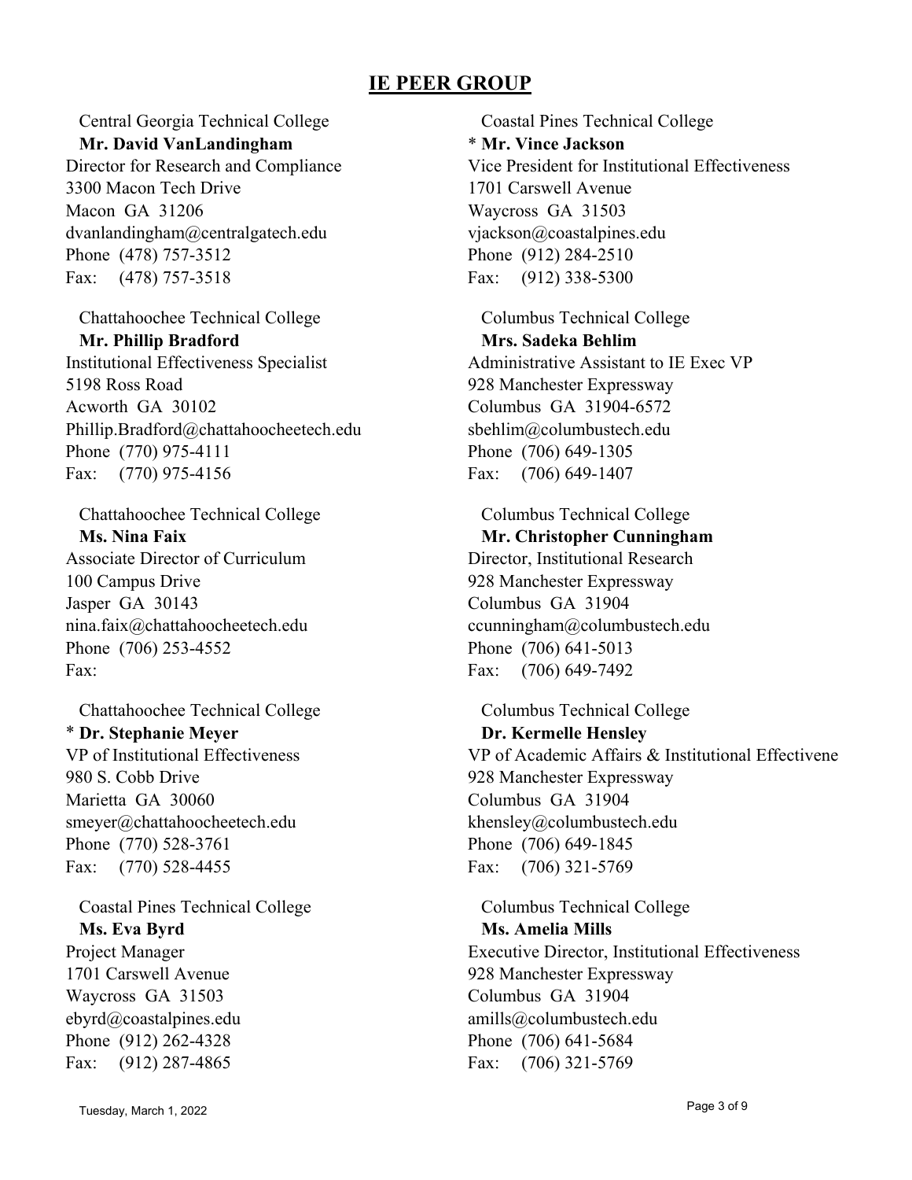# IE PEER GROUP

Central Georgia Technical College
**Mr. David VanLandingham**
Director for Research and Compliance
3300 Macon Tech Drive
Macon GA 31206
dvanlandingham@centralgatech.edu
Phone (478) 757-3512
Fax: (478) 757-3518

Chattahoochee Technical College
**Mr. Phillip Bradford**
Institutional Effectiveness Specialist
5198 Ross Road
Acworth GA 30102
Phillip.Bradford@chattahoocheetech.edu
Phone (770) 975-4111
Fax: (770) 975-4156

Chattahoochee Technical College
**Ms. Nina Faix**
Associate Director of Curriculum
100 Campus Drive
Jasper GA 30143
nina.faix@chattahoocheetech.edu
Phone (706) 253-4552
Fax:

Chattahoochee Technical College
\* **Dr. Stephanie Meyer**
VP of Institutional Effectiveness
980 S. Cobb Drive
Marietta GA 30060
smeyer@chattahoocheetech.edu
Phone (770) 528-3761
Fax: (770) 528-4455

Coastal Pines Technical College
**Ms. Eva Byrd**
Project Manager
1701 Carswell Avenue
Waycross GA 31503
ebyrd@coastalpines.edu
Phone (912) 262-4328
Fax: (912) 287-4865

Coastal Pines Technical College
\* **Mr. Vince Jackson**
Vice President for Institutional Effectiveness
1701 Carswell Avenue
Waycross GA 31503
vjackson@coastalpines.edu
Phone (912) 284-2510
Fax: (912) 338-5300

Columbus Technical College
**Mrs. Sadeka Behlim**
Administrative Assistant to IE Exec VP
928 Manchester Expressway
Columbus GA 31904-6572
sbehlim@columbustech.edu
Phone (706) 649-1305
Fax: (706) 649-1407

Columbus Technical College
**Mr. Christopher Cunningham**
Director, Institutional Research
928 Manchester Expressway
Columbus GA 31904
ccunningham@columbustech.edu
Phone (706) 641-5013
Fax: (706) 649-7492

Columbus Technical College
**Dr. Kermelle Hensley**
VP of Academic Affairs & Institutional Effectivene
928 Manchester Expressway
Columbus GA 31904
khensley@columbustech.edu
Phone (706) 649-1845
Fax: (706) 321-5769

Columbus Technical College
**Ms. Amelia Mills**
Executive Director, Institutional Effectiveness
928 Manchester Expressway
Columbus GA 31904
amills@columbustech.edu
Phone (706) 641-5684
Fax: (706) 321-5769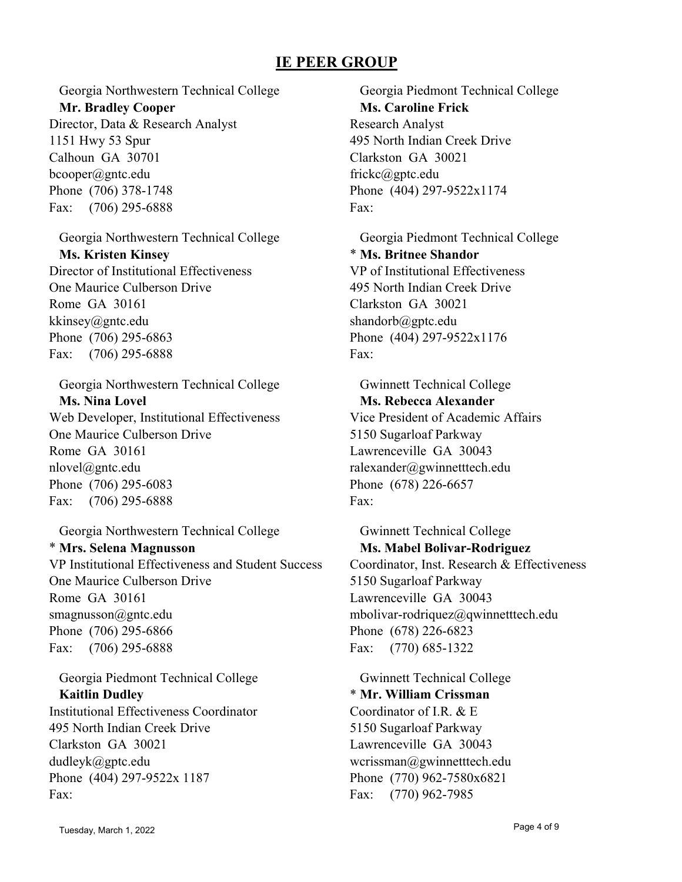# IE PEER GROUP

Georgia Northwestern Technical College
**Mr. Bradley Cooper**
Director, Data & Research Analyst
1151 Hwy 53 Spur
Calhoun GA 30701
bcooper@gntc.edu
Phone (706) 378-1748
Fax: (706) 295-6888

Georgia Northwestern Technical College
**Ms. Kristen Kinsey**
Director of Institutional Effectiveness
One Maurice Culberson Drive
Rome GA 30161
kkinsey@gntc.edu
Phone (706) 295-6863
Fax: (706) 295-6888

Georgia Northwestern Technical College
**Ms. Nina Lovel**
Web Developer, Institutional Effectiveness
One Maurice Culberson Drive
Rome GA 30161
nlovel@gntc.edu
Phone (706) 295-6083
Fax: (706) 295-6888

Georgia Northwestern Technical College
\* **Mrs. Selena Magnusson**
VP Institutional Effectiveness and Student Success
One Maurice Culberson Drive
Rome GA 30161
smagnusson@gntc.edu
Phone (706) 295-6866
Fax: (706) 295-6888

Georgia Piedmont Technical College
**Kaitlin Dudley**
Institutional Effectiveness Coordinator
495 North Indian Creek Drive
Clarkston GA 30021
dudleyk@gptc.edu
Phone (404) 297-9522x 1187
Fax:

Georgia Piedmont Technical College
**Ms. Caroline Frick**
Research Analyst
495 North Indian Creek Drive
Clarkston GA 30021
frickc@gptc.edu
Phone (404) 297-9522x1174
Fax:

Georgia Piedmont Technical College
\* **Ms. Britnee Shandor**
VP of Institutional Effectiveness
495 North Indian Creek Drive
Clarkston GA 30021
shandorb@gptc.edu
Phone (404) 297-9522x1176
Fax:

Gwinnett Technical College
**Ms. Rebecca Alexander**
Vice President of Academic Affairs
5150 Sugarloaf Parkway
Lawrenceville GA 30043
ralexander@gwinnetttech.edu
Phone (678) 226-6657
Fax:

Gwinnett Technical College
**Ms. Mabel Bolivar-Rodriguez**
Coordinator, Inst. Research & Effectiveness
5150 Sugarloaf Parkway
Lawrenceville GA 30043
mbolivar-rodriquez@qwinnetttech.edu
Phone (678) 226-6823
Fax: (770) 685-1322

Gwinnett Technical College
\* **Mr. William Crissman**
Coordinator of I.R. & E
5150 Sugarloaf Parkway
Lawrenceville GA 30043
wcrissman@gwinnetttech.edu
Phone (770) 962-7580x6821
Fax: (770) 962-7985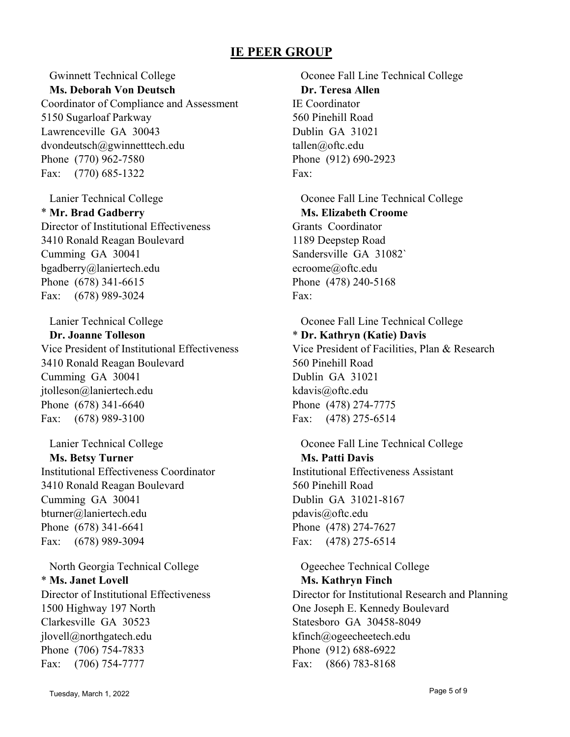## IE PEER GROUP

Gwinnett Technical College
**Ms. Deborah Von Deutsch**
Coordinator of Compliance and Assessment
5150 Sugarloaf Parkway
Lawrenceville GA 30043
dvondeutsch@gwinnetttech.edu
Phone (770) 962-7580
Fax: (770) 685-1322

Lanier Technical College
* **Mr. Brad Gadberry**
Director of Institutional Effectiveness
3410 Ronald Reagan Boulevard
Cumming GA 30041
bgadberry@laniertech.edu
Phone (678) 341-6615
Fax: (678) 989-3024

Lanier Technical College
**Dr. Joanne Tolleson**
Vice President of Institutional Effectiveness
3410 Ronald Reagan Boulevard
Cumming GA 30041
jtolleson@laniertech.edu
Phone (678) 341-6640
Fax: (678) 989-3100

Lanier Technical College
**Ms. Betsy Turner**
Institutional Effectiveness Coordinator
3410 Ronald Reagan Boulevard
Cumming GA 30041
bturner@laniertech.edu
Phone (678) 341-6641
Fax: (678) 989-3094

North Georgia Technical College
* **Ms. Janet Lovell**
Director of Institutional Effectiveness
1500 Highway 197 North
Clarkesville GA 30523
jlovell@northgatech.edu
Phone (706) 754-7833
Fax: (706) 754-7777

Oconee Fall Line Technical College
**Dr. Teresa Allen**
IE Coordinator
560 Pinehill Road
Dublin GA 31021
tallen@oftc.edu
Phone (912) 690-2923
Fax:

Oconee Fall Line Technical College
**Ms. Elizabeth Croome**
Grants Coordinator
1189 Deepstep Road
Sandersville GA 31082`
ecroome@oftc.edu
Phone (478) 240-5168
Fax:

Oconee Fall Line Technical College
* **Dr. Kathryn (Katie) Davis**
Vice President of Facilities, Plan & Research
560 Pinehill Road
Dublin GA 31021
kdavis@oftc.edu
Phone (478) 274-7775
Fax: (478) 275-6514

Oconee Fall Line Technical College
**Ms. Patti Davis**
Institutional Effectiveness Assistant
560 Pinehill Road
Dublin GA 31021-8167
pdavis@oftc.edu
Phone (478) 274-7627
Fax: (478) 275-6514

Ogeechee Technical College
**Ms. Kathryn Finch**
Director for Institutional Research and Planning
One Joseph E. Kennedy Boulevard
Statesboro GA 30458-8049
kfinch@ogeecheetech.edu
Phone (912) 688-6922
Fax: (866) 783-8168

Tuesday, March 1, 2022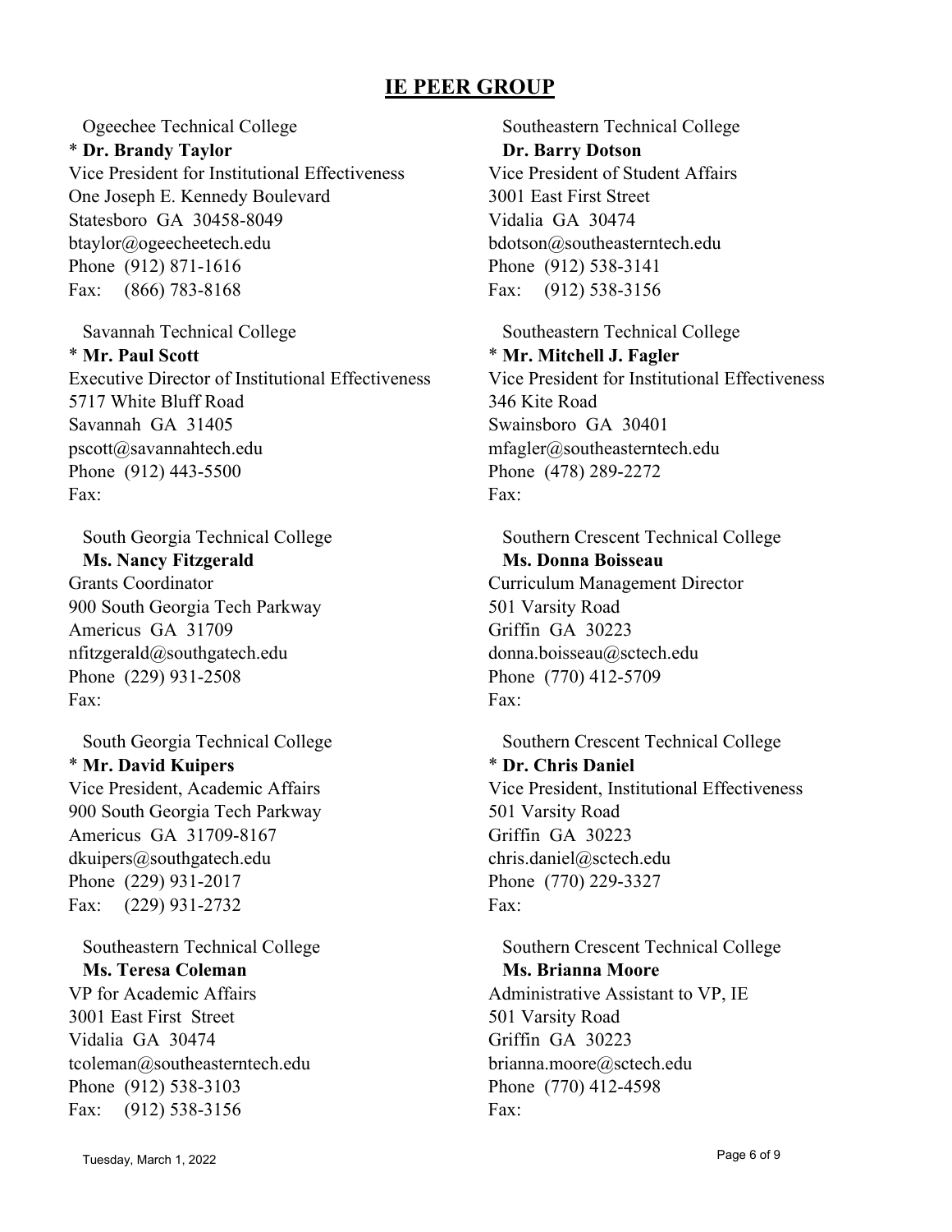## IE PEER GROUP

Ogeechee Technical College
* **Dr. Brandy Taylor**
Vice President for Institutional Effectiveness
One Joseph E. Kennedy Boulevard
Statesboro GA 30458-8049
btaylor@ogeecheetech.edu
Phone (912) 871-1616
Fax: (866) 783-8168

Savannah Technical College
* **Mr. Paul Scott**
Executive Director of Institutional Effectiveness
5717 White Bluff Road
Savannah GA 31405
pscott@savannahtech.edu
Phone (912) 443-5500
Fax:

South Georgia Technical College
**Ms. Nancy Fitzgerald**
Grants Coordinator
900 South Georgia Tech Parkway
Americus GA 31709
nfitzgerald@southgatech.edu
Phone (229) 931-2508
Fax:

South Georgia Technical College
* **Mr. David Kuipers**
Vice President, Academic Affairs
900 South Georgia Tech Parkway
Americus GA 31709-8167
dkuipers@southgatech.edu
Phone (229) 931-2017
Fax: (229) 931-2732

Southeastern Technical College
**Ms. Teresa Coleman**
VP for Academic Affairs
3001 East First Street
Vidalia GA 30474
tcoleman@southeasterntech.edu
Phone (912) 538-3103
Fax: (912) 538-3156

Southeastern Technical College
**Dr. Barry Dotson**
Vice President of Student Affairs
3001 East First Street
Vidalia GA 30474
bdotson@southeasterntech.edu
Phone (912) 538-3141
Fax: (912) 538-3156

Southeastern Technical College
* **Mr. Mitchell J. Fagler**
Vice President for Institutional Effectiveness
346 Kite Road
Swainsboro GA 30401
mfagler@southeasterntech.edu
Phone (478) 289-2272
Fax:

Southern Crescent Technical College
**Ms. Donna Boisseau**
Curriculum Management Director
501 Varsity Road
Griffin GA 30223
donna.boisseau@sctech.edu
Phone (770) 412-5709
Fax:

Southern Crescent Technical College
* **Dr. Chris Daniel**
Vice President, Institutional Effectiveness
501 Varsity Road
Griffin GA 30223
chris.daniel@sctech.edu
Phone (770) 229-3327
Fax:

Southern Crescent Technical College
**Ms. Brianna Moore**
Administrative Assistant to VP, IE
501 Varsity Road
Griffin GA 30223
brianna.moore@sctech.edu
Phone (770) 412-4598
Fax: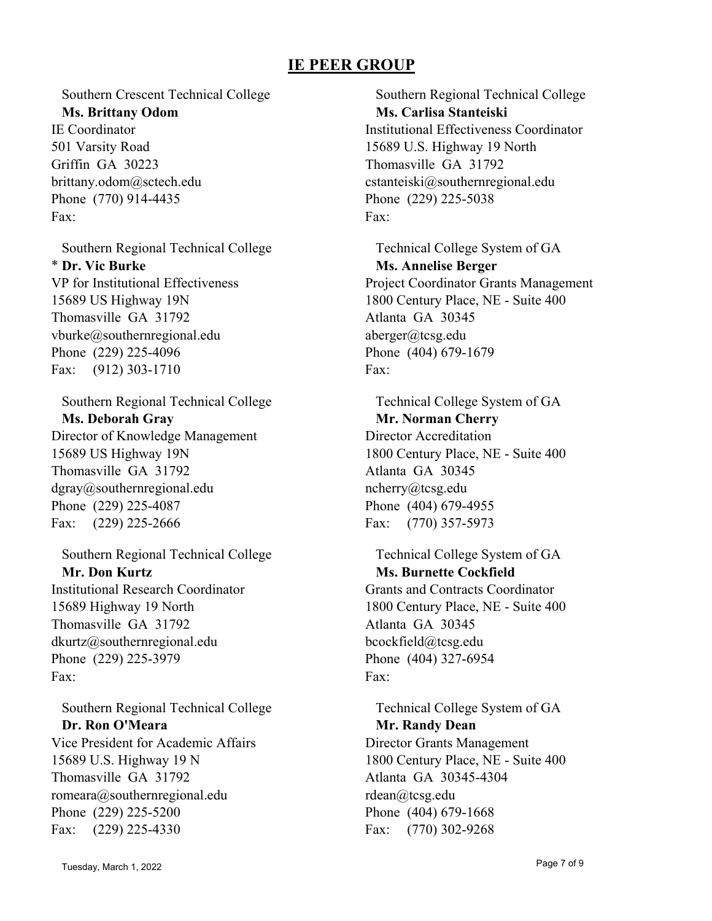## IE PEER GROUP

Southern Crescent Technical College
**Ms. Brittany Odom**
IE Coordinator
501 Varsity Road
Griffin GA 30223
brittany.odom@sctech.edu
Phone (770) 914-4435
Fax:

Southern Regional Technical College
\* **Dr. Vic Burke**
VP for Institutional Effectiveness
15689 US Highway 19N
Thomasville GA 31792
vburke@southernregional.edu
Phone (229) 225-4096
Fax: (912) 303-1710

Southern Regional Technical College
**Ms. Deborah Gray**
Director of Knowledge Management
15689 US Highway 19N
Thomasville GA 31792
dgray@southernregional.edu
Phone (229) 225-4087
Fax: (229) 225-2666

Southern Regional Technical College
**Mr. Don Kurtz**
Institutional Research Coordinator
15689 Highway 19 North
Thomasville GA 31792
dkurtz@southernregional.edu
Phone (229) 225-3979
Fax:

Southern Regional Technical College
**Dr. Ron O'Meara**
Vice President for Academic Affairs
15689 U.S. Highway 19 N
Thomasville GA 31792
romeara@southernregional.edu
Phone (229) 225-5200
Fax: (229) 225-4330

Southern Regional Technical College
**Ms. Carlisa Stanteiski**
Institutional Effectiveness Coordinator
15689 U.S. Highway 19 North
Thomasville GA 31792
cstanteiski@southernregional.edu
Phone (229) 225-5038
Fax:

Technical College System of GA
**Ms. Annelise Berger**
Project Coordinator Grants Management
1800 Century Place, NE - Suite 400
Atlanta GA 30345
aberger@tcsg.edu
Phone (404) 679-1679
Fax:

Technical College System of GA
**Mr. Norman Cherry**
Director Accreditation
1800 Century Place, NE - Suite 400
Atlanta GA 30345
ncherry@tcsg.edu
Phone (404) 679-4955
Fax: (770) 357-5973

Technical College System of GA
**Ms. Burnette Cockfield**
Grants and Contracts Coordinator
1800 Century Place, NE - Suite 400
Atlanta GA 30345
bcockfield@tcsg.edu
Phone (404) 327-6954
Fax:

Technical College System of GA
**Mr. Randy Dean**
Director Grants Management
1800 Century Place, NE - Suite 400
Atlanta GA 30345-4304
rdean@tcsg.edu
Phone (404) 679-1668
Fax: (770) 302-9268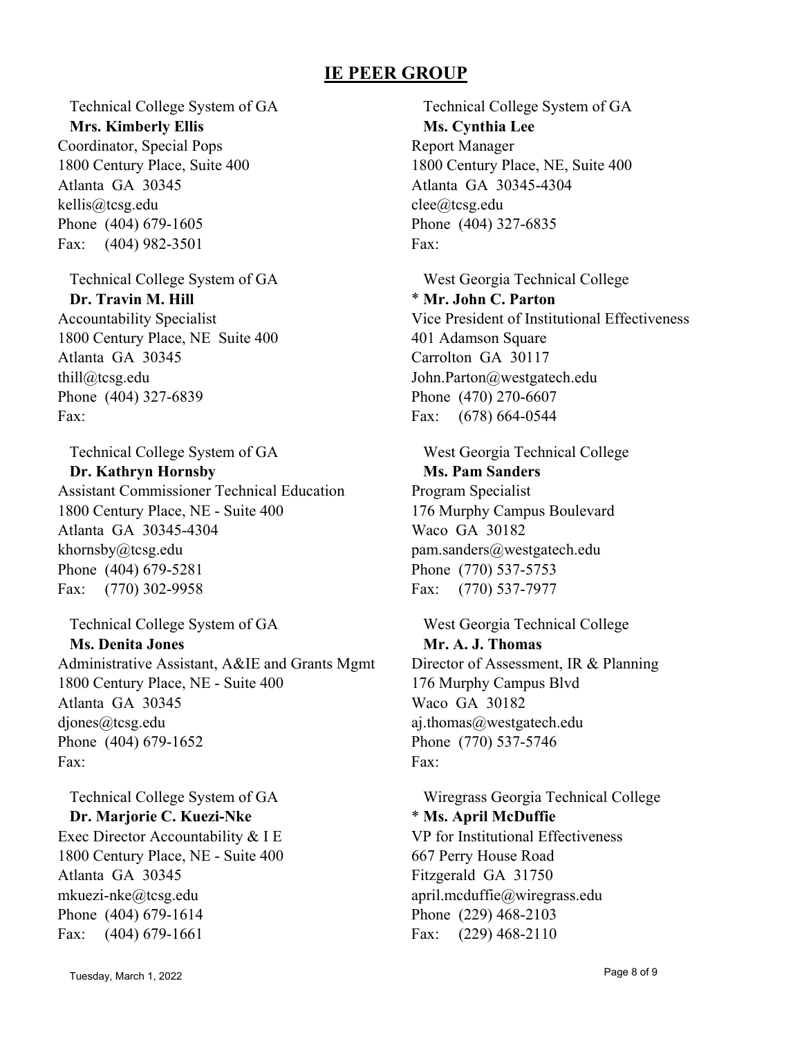## IE PEER GROUP

Technical College System of GA
**Mrs. Kimberly Ellis**
Coordinator, Special Pops
1800 Century Place, Suite 400
Atlanta GA 30345
kellis@tcsg.edu
Phone (404) 679-1605
Fax: (404) 982-3501

Technical College System of GA
**Dr. Travin M. Hill**
Accountability Specialist
1800 Century Place, NE Suite 400
Atlanta GA 30345
thill@tcsg.edu
Phone (404) 327-6839
Fax:

Technical College System of GA
**Dr. Kathryn Hornsby**
Assistant Commissioner Technical Education
1800 Century Place, NE - Suite 400
Atlanta GA 30345-4304
khornsby@tcsg.edu
Phone (404) 679-5281
Fax: (770) 302-9958

Technical College System of GA
**Ms. Denita Jones**
Administrative Assistant, A&IE and Grants Mgmt
1800 Century Place, NE - Suite 400
Atlanta GA 30345
djones@tcsg.edu
Phone (404) 679-1652
Fax:

Technical College System of GA
**Dr. Marjorie C. Kuezi-Nke**
Exec Director Accountability & I E
1800 Century Place, NE - Suite 400
Atlanta GA 30345
mkuezi-nke@tcsg.edu
Phone (404) 679-1614
Fax: (404) 679-1661

Technical College System of GA
**Ms. Cynthia Lee**
Report Manager
1800 Century Place, NE, Suite 400
Atlanta GA 30345-4304
clee@tcsg.edu
Phone (404) 327-6835
Fax:

West Georgia Technical College
\* **Mr. John C. Parton**
Vice President of Institutional Effectiveness
401 Adamson Square
Carrolton GA 30117
John.Parton@westgatech.edu
Phone (470) 270-6607
Fax: (678) 664-0544

West Georgia Technical College
**Ms. Pam Sanders**
Program Specialist
176 Murphy Campus Boulevard
Waco GA 30182
pam.sanders@westgatech.edu
Phone (770) 537-5753
Fax: (770) 537-7977

West Georgia Technical College
**Mr. A. J. Thomas**
Director of Assessment, IR & Planning
176 Murphy Campus Blvd
Waco GA 30182
aj.thomas@westgatech.edu
Phone (770) 537-5746
Fax:

Wiregrass Georgia Technical College
\* **Ms. April McDuffie**
VP for Institutional Effectiveness
667 Perry House Road
Fitzgerald GA 31750
april.mcduffie@wiregrass.edu
Phone (229) 468-2103
Fax: (229) 468-2110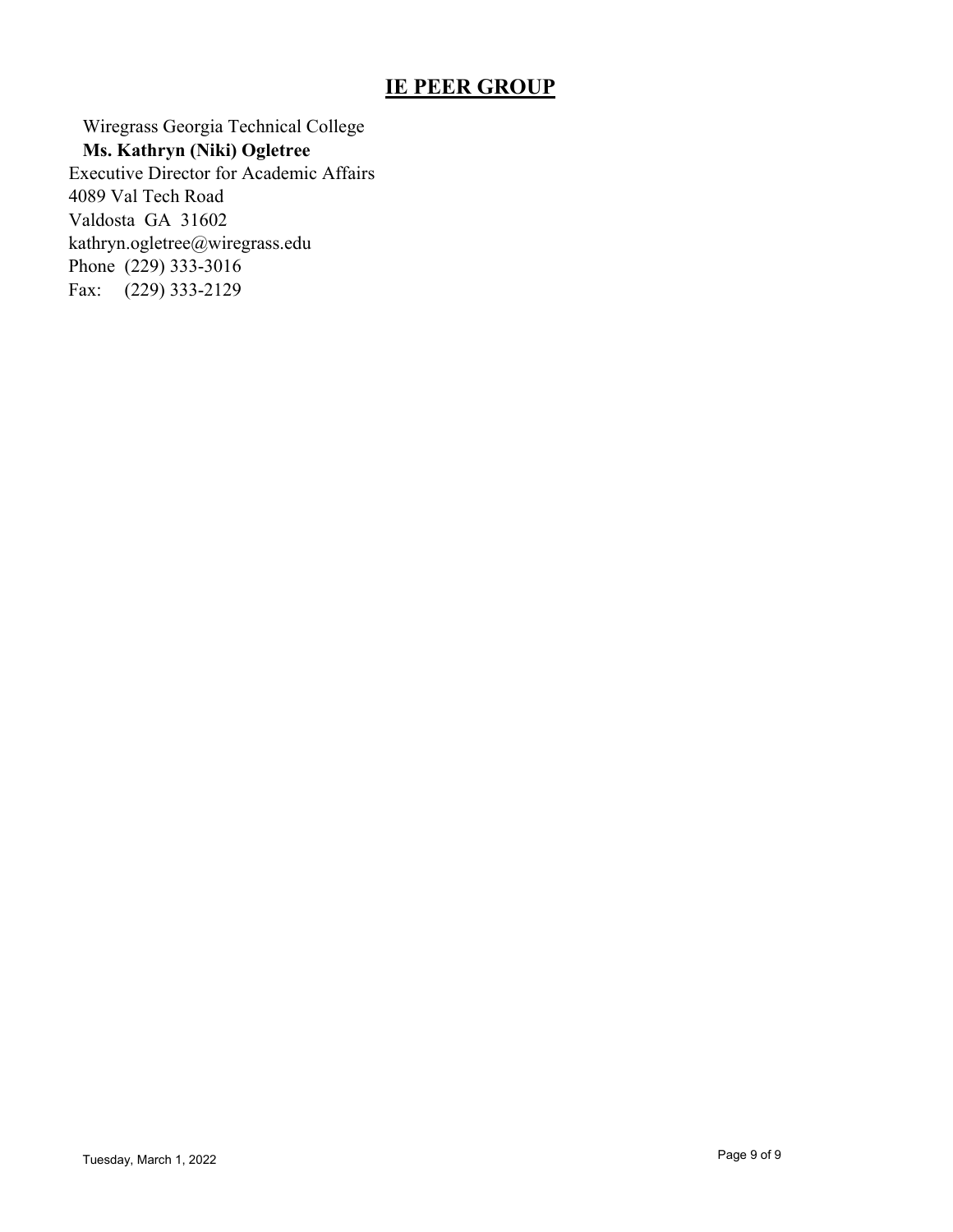## IE PEER GROUP

Wiregrass Georgia Technical College
**Ms. Kathryn (Niki) Ogletree**
Executive Director for Academic Affairs
4089 Val Tech Road
Valdosta GA 31602
kathryn.ogletree@wiregrass.edu
Phone (229) 333-3016
Fax: (229) 333-2129